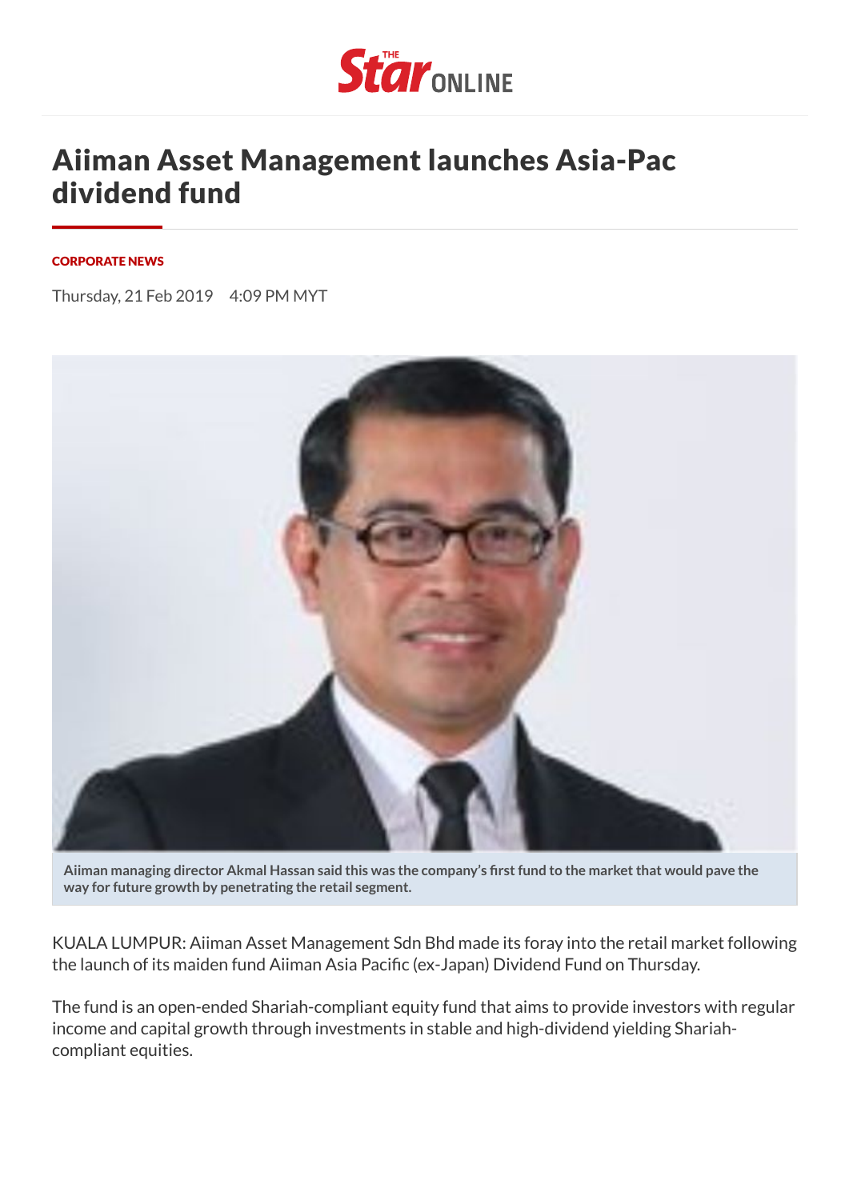# Aiiman Asset Management launches Asia-Pac dividend fund

**CORPORATE NEWS**

Thursday, 21 Feb 2019    4:09 PM MYT

**Aiiman managing director Akmal Hassan said this was the company's first fund to the market that would pave the way for future growth by penetrating the retail segment.**

KUALA LUMPUR: Aiiman Asset Management Sdn Bhd made its foray into the retail market following the launch of its maiden fund Aiiman Asia Pacific (ex-Japan) Dividend Fund on Thursday.

The fund is an open-ended Shariah-compliant equity fund that aims to provide investors with regular income and capital growth through investments in stable and high-dividend yielding Shariah-compliant equities.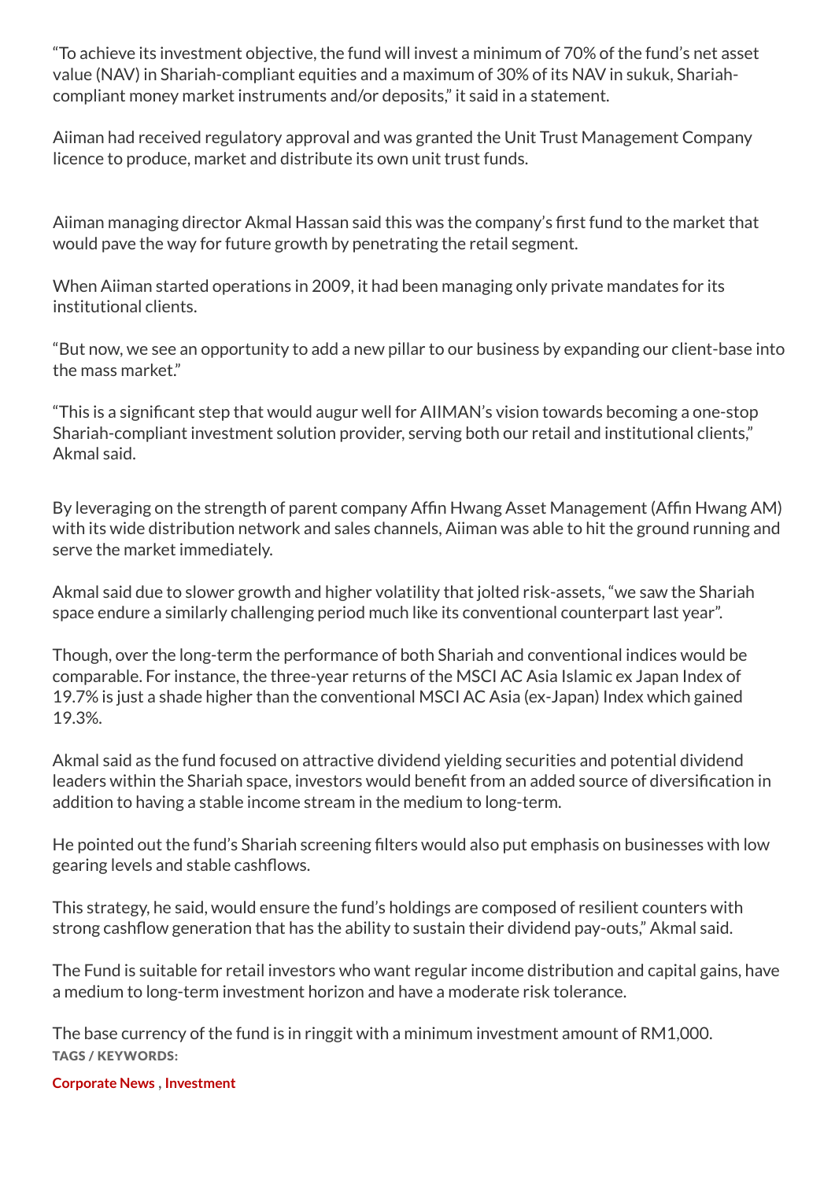"To achieve its investment objective, the fund will invest a minimum of 70% of the fund's net asset value (NAV) in Shariah-compliant equities and a maximum of 30% of its NAV in sukuk, Shariah-compliant money market instruments and/or deposits," it said in a statement.

Aiiman had received regulatory approval and was granted the Unit Trust Management Company licence to produce, market and distribute its own unit trust funds.

Aiiman managing director Akmal Hassan said this was the company's first fund to the market that would pave the way for future growth by penetrating the retail segment.

When Aiiman started operations in 2009, it had been managing only private mandates for its institutional clients.

"But now, we see an opportunity to add a new pillar to our business by expanding our client-base into the mass market."

"This is a significant step that would augur well for AIIMAN's vision towards becoming a one-stop Shariah-compliant investment solution provider, serving both our retail and institutional clients," Akmal said.

By leveraging on the strength of parent company Affin Hwang Asset Management (Affin Hwang AM) with its wide distribution network and sales channels, Aiiman was able to hit the ground running and serve the market immediately.

Akmal said due to slower growth and higher volatility that jolted risk-assets, "we saw the Shariah space endure a similarly challenging period much like its conventional counterpart last year".

Though, over the long-term the performance of both Shariah and conventional indices would be comparable. For instance, the three-year returns of the MSCI AC Asia Islamic ex Japan Index of 19.7% is just a shade higher than the conventional MSCI AC Asia (ex-Japan) Index which gained 19.3%.

Akmal said as the fund focused on attractive dividend yielding securities and potential dividend leaders within the Shariah space, investors would benefit from an added source of diversification in addition to having a stable income stream in the medium to long-term.

He pointed out the fund's Shariah screening filters would also put emphasis on businesses with low gearing levels and stable cashflows.

This strategy, he said, would ensure the fund's holdings are composed of resilient counters with strong cashflow generation that has the ability to sustain their dividend pay-outs," Akmal said.

The Fund is suitable for retail investors who want regular income distribution and capital gains, have a medium to long-term investment horizon and have a moderate risk tolerance.

The base currency of the fund is in ringgit with a minimum investment amount of RM1,000.

TAGS / KEYWORDS:

**Corporate News** , **Investment**